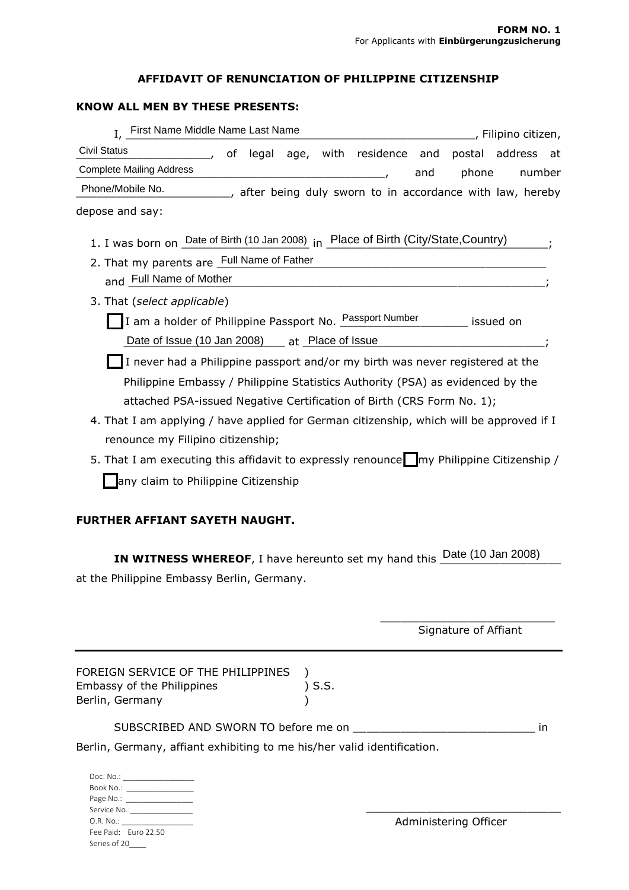**FORM NO. 1**
For Applicants with **Einbürgerungzusicherung**

## AFFIDAVIT OF RENUNCIATION OF PHILIPPINE CITIZENSHIP

**KNOW ALL MEN BY THESE PRESENTS:**

I, First Name Middle Name Last Name, Filipino citizen, Civil Status, of legal age, with residence and postal address at Complete Mailing Address, and phone number Phone/Mobile No., after being duly sworn to in accordance with law, hereby depose and say:

1. I was born on Date of Birth (10 Jan 2008) in Place of Birth (City/State,Country);
2. That my parents are Full Name of Father and Full Name of Mother;
3. That (*select applicable*)
   - ☐ I am a holder of Philippine Passport No. Passport Number issued on Date of Issue (10 Jan 2008) at Place of Issue;
   - ☐ I never had a Philippine passport and/or my birth was never registered at the Philippine Embassy / Philippine Statistics Authority (PSA) as evidenced by the attached PSA-issued Negative Certification of Birth (CRS Form No. 1);
4. That I am applying / have applied for German citizenship, which will be approved if I renounce my Filipino citizenship;
5. That I am executing this affidavit to expressly renounce ☐ my Philippine Citizenship / ☐ any claim to Philippine Citizenship

**FURTHER AFFIANT SAYETH NAUGHT.**

**IN WITNESS WHEREOF**, I have hereunto set my hand this Date (10 Jan 2008) at the Philippine Embassy Berlin, Germany.

\_\_\_\_\_\_\_\_\_\_\_\_\_\_\_\_\_\_\_\_\_\_\_\_\_\_
Signature of Affiant

---

FOREIGN SERVICE OF THE PHILIPPINES )
Embassy of the Philippines ) S.S.
Berlin, Germany )

SUBSCRIBED AND SWORN TO before me on \_\_\_\_\_\_\_\_\_\_\_\_\_\_\_\_\_\_\_\_\_\_\_\_\_\_ in Berlin, Germany, affiant exhibiting to me his/her valid identification.

Doc. No.: \_\_\_\_\_\_\_\_\_\_\_\_\_\_\_
Book No.: \_\_\_\_\_\_\_\_\_\_\_\_\_\_\_
Page No.: \_\_\_\_\_\_\_\_\_\_\_\_\_\_\_
Service No.: \_\_\_\_\_\_\_\_\_\_\_\_\_\_\_
O.R. No.: \_\_\_\_\_\_\_\_\_\_\_\_\_\_\_
Fee Paid: Euro 22.50
Series of 20\_\_\_\_

\_\_\_\_\_\_\_\_\_\_\_\_\_\_\_\_\_\_\_\_\_\_\_\_\_\_\_\_\_\_
Administering Officer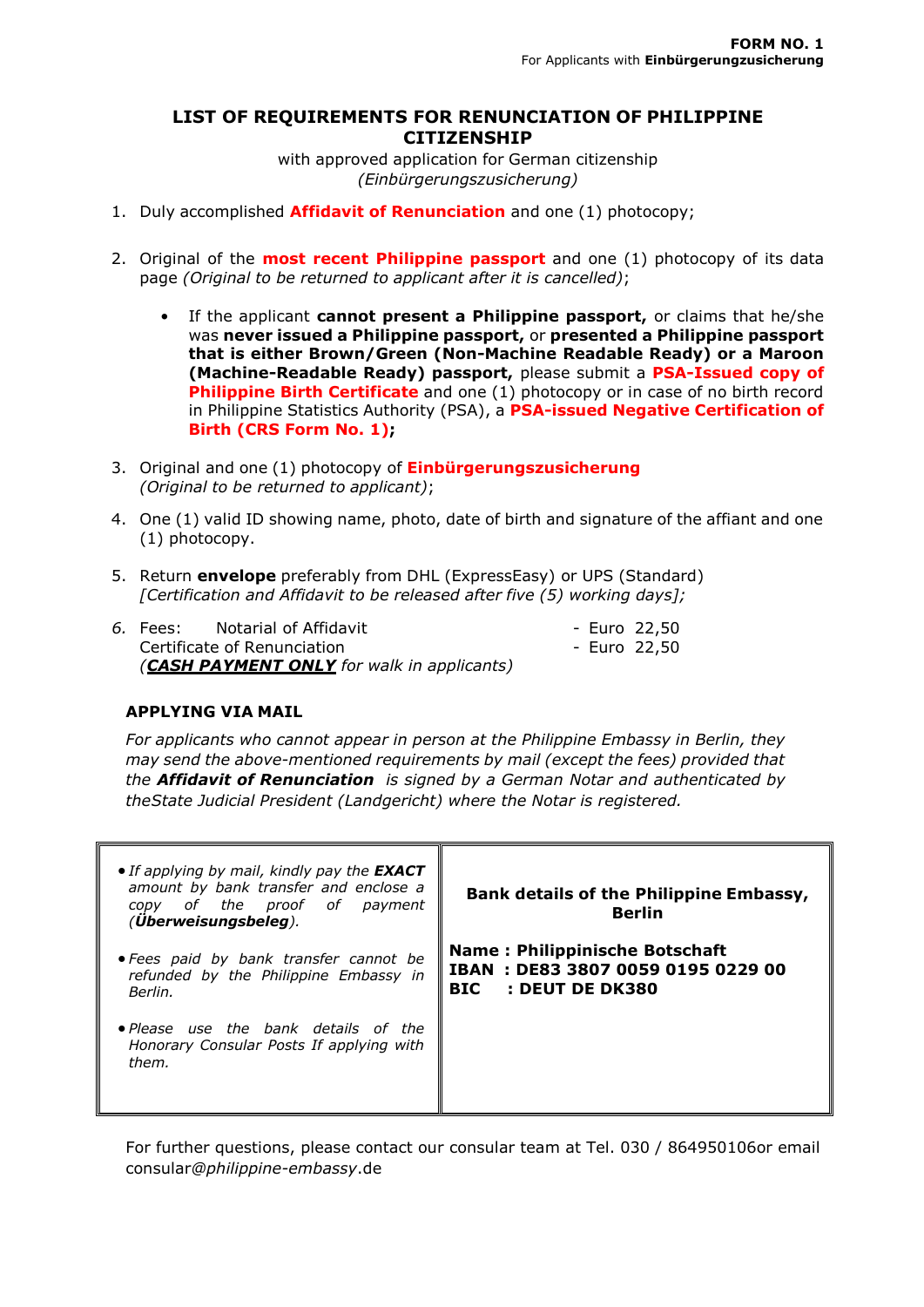**FORM NO. 1**
For Applicants with **Einbürgerungzusicherung**

## LIST OF REQUIREMENTS FOR RENUNCIATION OF PHILIPPINE CITIZENSHIP

with approved application for German citizenship
*(Einbürgerungszusicherung)*

1. Duly accomplished **Affidavit of Renunciation** and one (1) photocopy;

2. Original of the **most recent Philippine passport** and one (1) photocopy of its data page *(Original to be returned to applicant after it is cancelled)*;

   - If the applicant **cannot present a Philippine passport,** or claims that he/she was **never issued a Philippine passport,** or **presented a Philippine passport that is either Brown/Green (Non-Machine Readable Ready) or a Maroon (Machine-Readable Ready) passport,** please submit a **PSA-Issued copy of Philippine Birth Certificate** and one (1) photocopy or in case of no birth record in Philippine Statistics Authority (PSA), a **PSA-issued Negative Certification of Birth (CRS Form No. 1);**

3. Original and one (1) photocopy of **Einbürgerungszusicherung** *(Original to be returned to applicant)*;

4. One (1) valid ID showing name, photo, date of birth and signature of the affiant and one (1) photocopy.

5. Return **envelope** preferably from DHL (ExpressEasy) or UPS (Standard) *[Certification and Affidavit to be released after five (5) working days];*

6. Fees: Notarial of Affidavit - Euro 22,50
   Certificate of Renunciation - Euro 22,50
   *(**CASH PAYMENT ONLY** for walk in applicants)*

### APPLYING VIA MAIL

*For applicants who cannot appear in person at the Philippine Embassy in Berlin, they may send the above-mentioned requirements by mail (except the fees) provided that the **Affidavit of Renunciation** is signed by a German Notar and authenticated by theState Judicial President (Landgericht) where the Notar is registered.*

| | |
|---|---|
| • *If applying by mail, kindly pay the **EXACT** amount by bank transfer and enclose a copy of the proof of payment (**Überweisungsbeleg**).*<br>• *Fees paid by bank transfer cannot be refunded by the Philippine Embassy in Berlin.*<br>• *Please use the bank details of the Honorary Consular Posts If applying with them.* | **Bank details of the Philippine Embassy, Berlin**<br>**Name : Philippinische Botschaft**<br>**IBAN : DE83 3807 0059 0195 0229 00**<br>**BIC : DEUT DE DK380** |

For further questions, please contact our consular team at Tel. 030 / 864950106or email consular@*philippine-embassy*.de